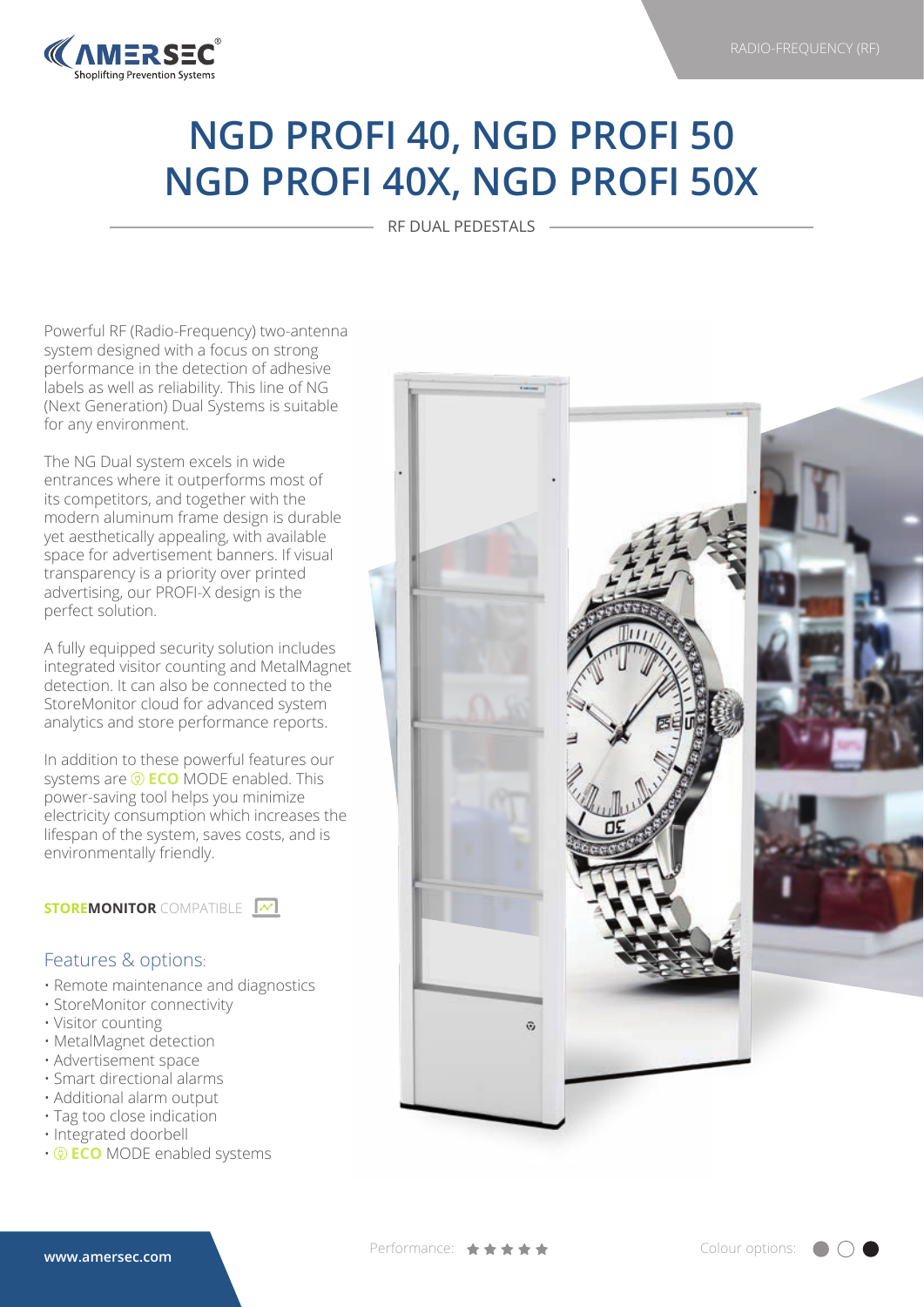# NGD PROFI 40, NGD PROFI 50
# NGD PROFI 40X, NGD PROFI 50X

RF DUAL PEDESTALS

Powerful RF (Radio-Frequency) two-antenna system designed with a focus on strong performance in the detection of adhesive labels as well as reliability. This line of NG (Next Generation) Dual Systems is suitable for any environment.

The NG Dual system excels in wide entrances where it outperforms most of its competitors, and together with the modern aluminum frame design is durable yet aesthetically appealing, with available space for advertisement banners. If visual transparency is a priority over printed advertising, our PROFI-X design is the perfect solution.

A fully equipped security solution includes integrated visitor counting and MetalMagnet detection. It can also be connected to the StoreMonitor cloud for advanced system analytics and store performance reports.

In addition to these powerful features our systems are **ECO** MODE enabled. This power-saving tool helps you minimize electricity consumption which increases the lifespan of the system, saves costs, and is environmentally friendly.

**STOREMONITOR** COMPATIBLE

## Features & options:

- Remote maintenance and diagnostics
- StoreMonitor connectivity
- Visitor counting
- MetalMagnet detection
- Advertisement space
- Smart directional alarms
- Additional alarm output
- Tag too close indication
- Integrated doorbell
- **ECO** MODE enabled systems

Performance: ★★★★★

Colour options: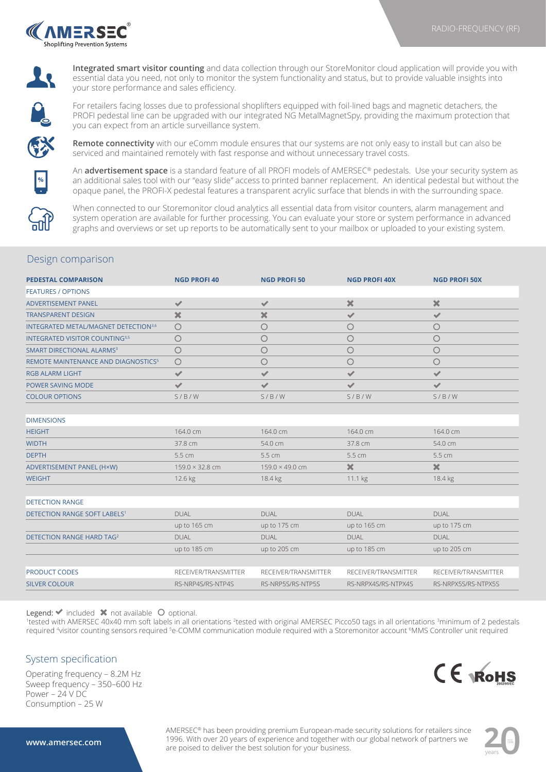**Integrated smart visitor counting** and data collection through our StoreMonitor cloud application will provide you with essential data you need, not only to monitor the system functionality and status, but to provide valuable insights into your store performance and sales efficiency.

For retailers facing losses due to professional shoplifters equipped with foil-lined bags and magnetic detachers, the PROFI pedestal line can be upgraded with our integrated NG MetalMagnetSpy, providing the maximum protection that you can expect from an article surveillance system.

**Remote connectivity** with our eComm module ensures that our systems are not only easy to install but can also be serviced and maintained remotely with fast response and without unnecessary travel costs.

An **advertisement space** is a standard feature of all PROFI models of AMERSEC® pedestals. Use your security system as an additional sales tool with our "easy slide" access to printed banner replacement. An identical pedestal but without the opaque panel, the PROFI-X pedestal features a transparent acrylic surface that blends in with the surrounding space.

When connected to our Storemonitor cloud analytics all essential data from visitor counters, alarm management and system operation are available for further processing. You can evaluate your store or system performance in advanced graphs and overviews or set up reports to be automatically sent to your mailbox or uploaded to your existing system.

## Design comparison

| PEDESTAL COMPARISON | NGD PROFI 40 | NGD PROFI 50 | NGD PROFI 40X | NGD PROFI 50X |
|---|---|---|---|---|
| FEATURES / OPTIONS | | | | |
| ADVERTISEMENT PANEL | ✔ | ✔ | ✖ | ✖ |
| TRANSPARENT DESIGN | ✖ | ✖ | ✔ | ✔ |
| INTEGRATED METAL/MAGNET DETECTION[3,6] | ○ | ○ | ○ | ○ |
| INTEGRATED VISITOR COUNTING[3,5] | ○ | ○ | ○ | ○ |
| SMART DIRECTIONAL ALARMS[3] | ○ | ○ | ○ | ○ |
| REMOTE MAINTENANCE AND DIAGNOSTICS[5] | ○ | ○ | ○ | ○ |
| RGB ALARM LIGHT | ✔ | ✔ | ✔ | ✔ |
| POWER SAVING MODE | ✔ | ✔ | ✔ | ✔ |
| COLOUR OPTIONS | S / B / W | S / B / W | S / B / W | S / B / W |
| DIMENSIONS | | | | |
| HEIGHT | 164.0 cm | 164.0 cm | 164.0 cm | 164.0 cm |
| WIDTH | 37.8 cm | 54.0 cm | 37.8 cm | 54.0 cm |
| DEPTH | 5.5 cm | 5.5 cm | 5.5 cm | 5.5 cm |
| ADVERTISEMENT PANEL (H×W) | 159.0 × 32.8 cm | 159.0 × 49.0 cm | ✖ | ✖ |
| WEIGHT | 12.6 kg | 18.4 kg | 11.1 kg | 18.4 kg |
| DETECTION RANGE | | | | |
| DETECTION RANGE SOFT LABELS[1] | DUAL | DUAL | DUAL | DUAL |
| | up to 165 cm | up to 175 cm | up to 165 cm | up to 175 cm |
| DETECTION RANGE HARD TAG[2] | DUAL | DUAL | DUAL | DUAL |
| | up to 185 cm | up to 205 cm | up to 185 cm | up to 205 cm |
| PRODUCT CODES | RECEIVER/TRANSMITTER | RECEIVER/TRANSMITTER | RECEIVER/TRANSMITTER | RECEIVER/TRANSMITTER |
| SILVER COLOUR | RS-NRP4S/RS-NTP4S | RS-NRP5S/RS-NTP5S | RS-NRPX4S/RS-NTPX4S | RS-NRPX5S/RS-NTPX5S |

Legend: ✔ included ✖ not available ○ optional.

[1]tested with AMERSEC 40x40 mm soft labels in all orientations [2]tested with original AMERSEC Picco50 tags in all orientations [3]minimum of 2 pedestals required [4]visitor counting sensors required [5]e-COMM communication module required with a Storemonitor account [6]MMS Controller unit required

## System specification

Operating frequency – 8.2M Hz
Sweep frequency – 350–600 Hz
Power – 24 V DC
Consumption – 25 W

AMERSEC® has been providing premium European-made security solutions for retailers since 1996. With over 20 years of experience and together with our global network of partners we are poised to deliver the best solution for your business.